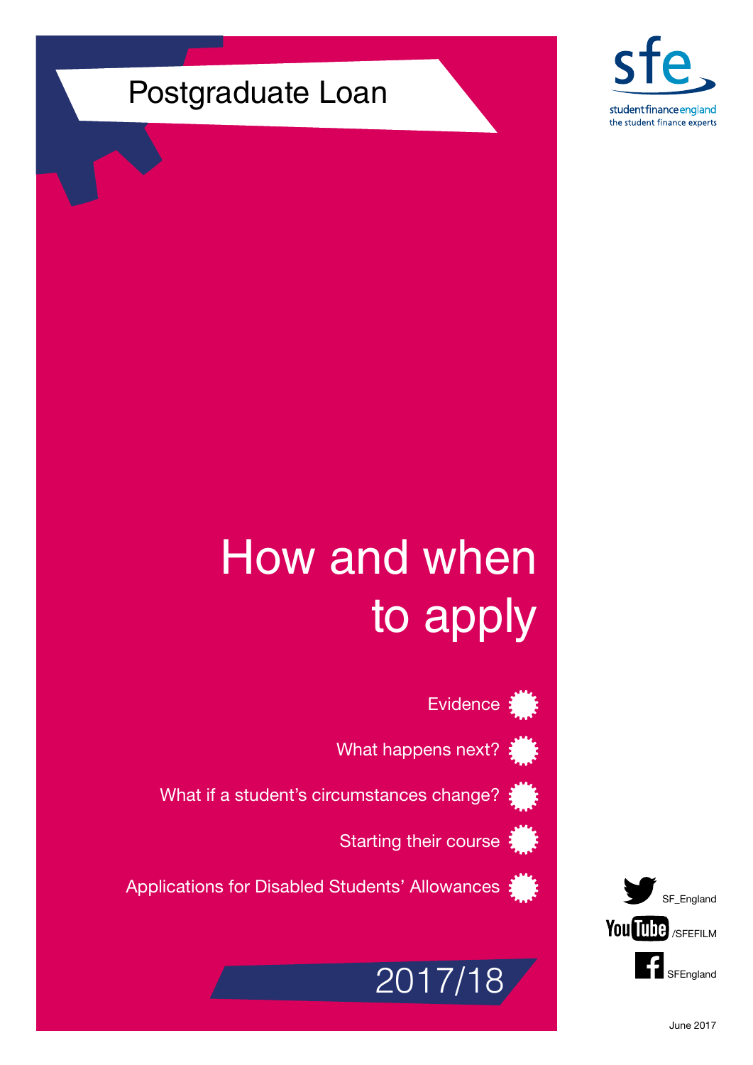Postgraduate Loan

sfe
student finance england
the student finance experts

# How and when to apply

- Evidence
- What happens next?
- What if a student's circumstances change?
- Starting their course
- Applications for Disabled Students' Allowances

2017/18

SF_England

YouTube /SFEFILM

SFEngland

June 2017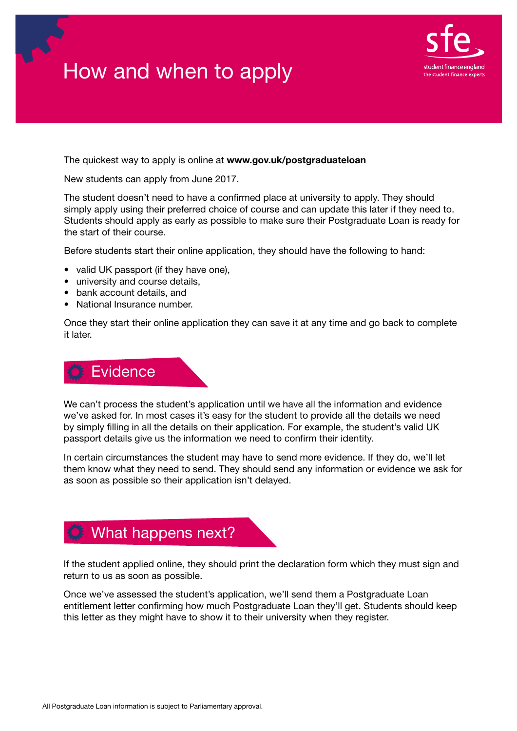# How and when to apply

The quickest way to apply is online at **www.gov.uk/postgraduateloan**

New students can apply from June 2017.

The student doesn't need to have a confirmed place at university to apply. They should simply apply using their preferred choice of course and can update this later if they need to. Students should apply as early as possible to make sure their Postgraduate Loan is ready for the start of their course.

Before students start their online application, they should have the following to hand:

- valid UK passport (if they have one),
- university and course details,
- bank account details, and
- National Insurance number.

Once they start their online application they can save it at any time and go back to complete it later.

## Evidence

We can't process the student's application until we have all the information and evidence we've asked for. In most cases it's easy for the student to provide all the details we need by simply filling in all the details on their application. For example, the student's valid UK passport details give us the information we need to confirm their identity.

In certain circumstances the student may have to send more evidence. If they do, we'll let them know what they need to send. They should send any information or evidence we ask for as soon as possible so their application isn't delayed.

## What happens next?

If the student applied online, they should print the declaration form which they must sign and return to us as soon as possible.

Once we've assessed the student's application, we'll send them a Postgraduate Loan entitlement letter confirming how much Postgraduate Loan they'll get. Students should keep this letter as they might have to show it to their university when they register.

All Postgraduate Loan information is subject to Parliamentary approval.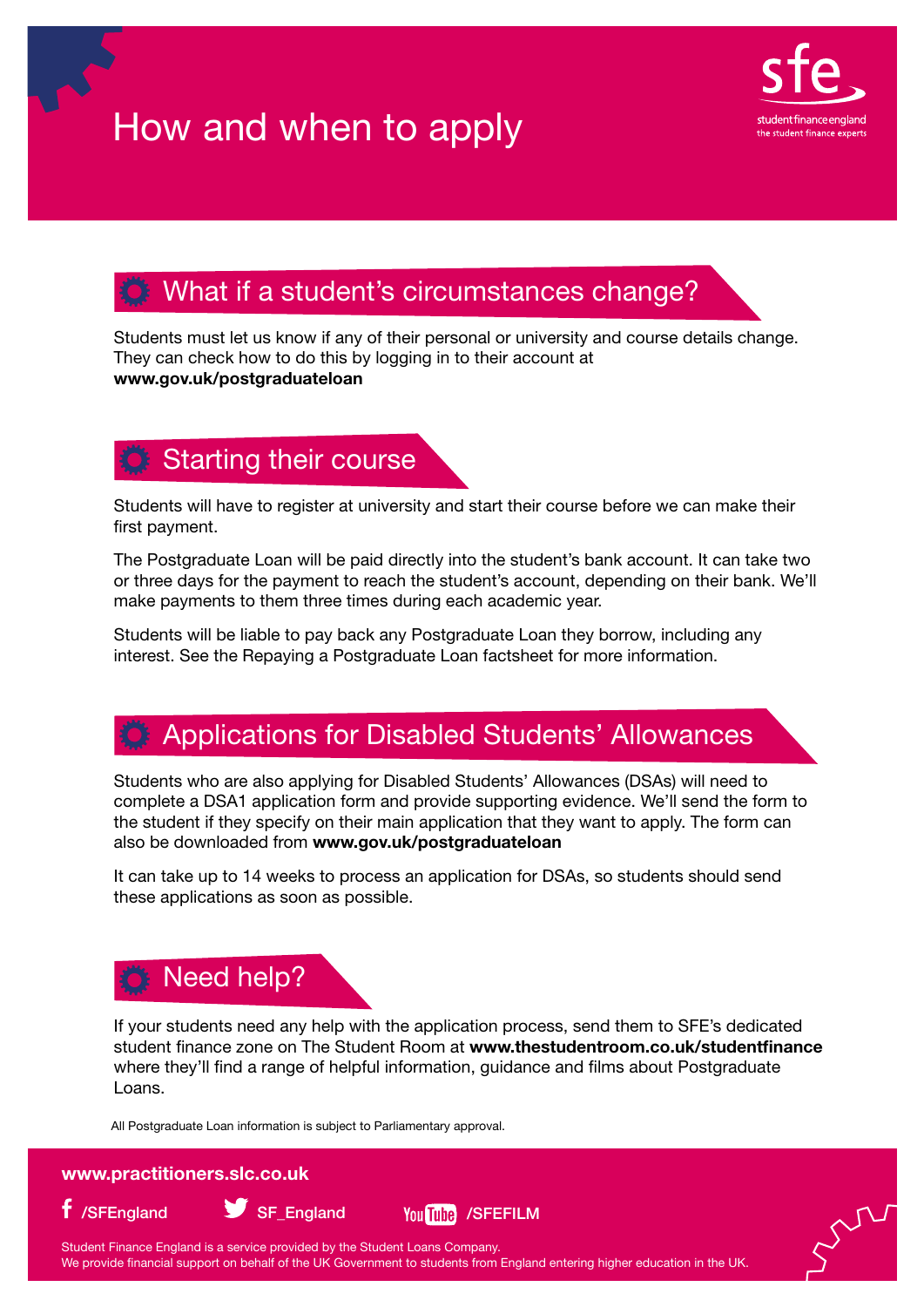# How and when to apply

## What if a student's circumstances change?

Students must let us know if any of their personal or university and course details change. They can check how to do this by logging in to their account at **www.gov.uk/postgraduateloan**

## Starting their course

Students will have to register at university and start their course before we can make their first payment.

The Postgraduate Loan will be paid directly into the student's bank account. It can take two or three days for the payment to reach the student's account, depending on their bank. We'll make payments to them three times during each academic year.

Students will be liable to pay back any Postgraduate Loan they borrow, including any interest. See the Repaying a Postgraduate Loan factsheet for more information.

## Applications for Disabled Students' Allowances

Students who are also applying for Disabled Students' Allowances (DSAs) will need to complete a DSA1 application form and provide supporting evidence. We'll send the form to the student if they specify on their main application that they want to apply. The form can also be downloaded from **www.gov.uk/postgraduateloan**

It can take up to 14 weeks to process an application for DSAs, so students should send these applications as soon as possible.

## Need help?

If your students need any help with the application process, send them to SFE's dedicated student finance zone on The Student Room at **www.thestudentroom.co.uk/studentfinance** where they'll find a range of helpful information, guidance and films about Postgraduate Loans.

All Postgraduate Loan information is subject to Parliamentary approval.

**www.practitioners.slc.co.uk**

/SFEngland SF_England /SFEFILM

Student Finance England is a service provided by the Student Loans Company.
We provide financial support on behalf of the UK Government to students from England entering higher education in the UK.